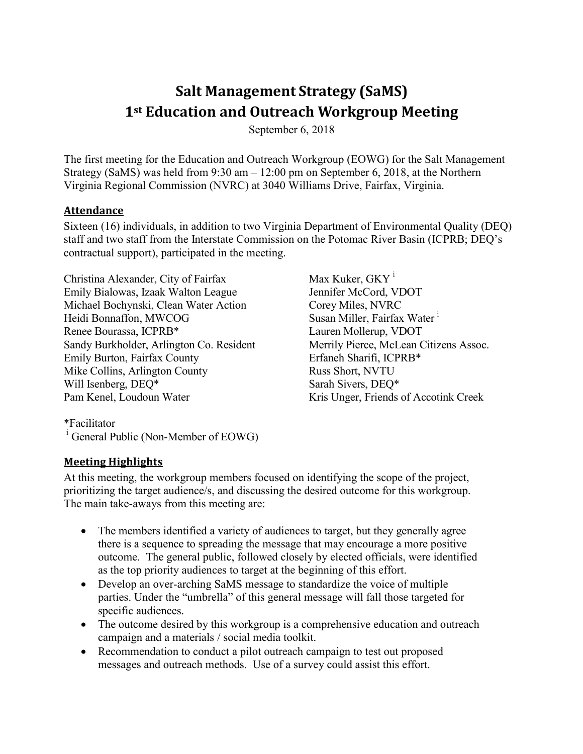# Salt Management Strategy (SaMS)
## 1st Education and Outreach Workgroup Meeting

September 6, 2018

The first meeting for the Education and Outreach Workgroup (EOWG) for the Salt Management Strategy (SaMS) was held from 9:30 am – 12:00 pm on September 6, 2018, at the Northern Virginia Regional Commission (NVRC) at 3040 Williams Drive, Fairfax, Virginia.

### Attendance

Sixteen (16) individuals, in addition to two Virginia Department of Environmental Quality (DEQ) staff and two staff from the Interstate Commission on the Potomac River Basin (ICPRB; DEQ's contractual support), participated in the meeting.

Christina Alexander, City of Fairfax
Emily Bialowas, Izaak Walton League
Michael Bochynski, Clean Water Action
Heidi Bonnaffon, MWCOG
Renee Bourassa, ICPRB*
Sandy Burkholder, Arlington Co. Resident
Emily Burton, Fairfax County
Mike Collins, Arlington County
Will Isenberg, DEQ*
Pam Kenel, Loudoun Water
Max Kuker, GKY [i]
Jennifer McCord, VDOT
Corey Miles, NVRC
Susan Miller, Fairfax Water [i]
Lauren Mollerup, VDOT
Merrily Pierce, McLean Citizens Assoc.
Erfaneh Sharifi, ICPRB*
Russ Short, NVTU
Sarah Sivers, DEQ*
Kris Unger, Friends of Accotink Creek

*Facilitator
[i] General Public (Non-Member of EOWG)

### Meeting Highlights

At this meeting, the workgroup members focused on identifying the scope of the project, prioritizing the target audience/s, and discussing the desired outcome for this workgroup. The main take-aways from this meeting are:

- The members identified a variety of audiences to target, but they generally agree there is a sequence to spreading the message that may encourage a more positive outcome. The general public, followed closely by elected officials, were identified as the top priority audiences to target at the beginning of this effort.
- Develop an over-arching SaMS message to standardize the voice of multiple parties. Under the "umbrella" of this general message will fall those targeted for specific audiences.
- The outcome desired by this workgroup is a comprehensive education and outreach campaign and a materials / social media toolkit.
- Recommendation to conduct a pilot outreach campaign to test out proposed messages and outreach methods. Use of a survey could assist this effort.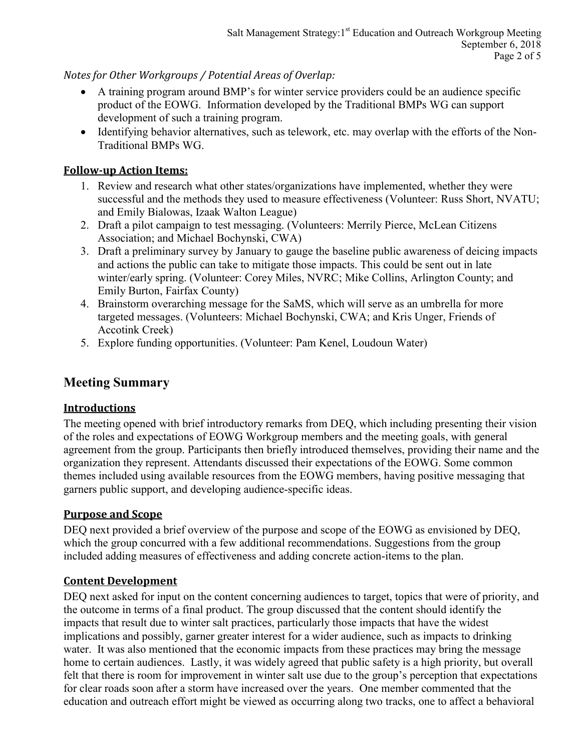*Notes for Other Workgroups / Potential Areas of Overlap:*

- A training program around BMP's for winter service providers could be an audience specific product of the EOWG. Information developed by the Traditional BMPs WG can support development of such a training program.
- Identifying behavior alternatives, such as telework, etc. may overlap with the efforts of the Non-Traditional BMPs WG.

**Follow-up Action Items:**

1. Review and research what other states/organizations have implemented, whether they were successful and the methods they used to measure effectiveness (Volunteer: Russ Short, NVATU; and Emily Bialowas, Izaak Walton League)
2. Draft a pilot campaign to test messaging. (Volunteers: Merrily Pierce, McLean Citizens Association; and Michael Bochynski, CWA)
3. Draft a preliminary survey by January to gauge the baseline public awareness of deicing impacts and actions the public can take to mitigate those impacts. This could be sent out in late winter/early spring. (Volunteer: Corey Miles, NVRC; Mike Collins, Arlington County; and Emily Burton, Fairfax County)
4. Brainstorm overarching message for the SaMS, which will serve as an umbrella for more targeted messages. (Volunteers: Michael Bochynski, CWA; and Kris Unger, Friends of Accotink Creek)
5. Explore funding opportunities. (Volunteer: Pam Kenel, Loudoun Water)

## Meeting Summary

### Introductions

The meeting opened with brief introductory remarks from DEQ, which including presenting their vision of the roles and expectations of EOWG Workgroup members and the meeting goals, with general agreement from the group. Participants then briefly introduced themselves, providing their name and the organization they represent. Attendants discussed their expectations of the EOWG. Some common themes included using available resources from the EOWG members, having positive messaging that garners public support, and developing audience-specific ideas.

### Purpose and Scope

DEQ next provided a brief overview of the purpose and scope of the EOWG as envisioned by DEQ, which the group concurred with a few additional recommendations. Suggestions from the group included adding measures of effectiveness and adding concrete action-items to the plan.

### Content Development

DEQ next asked for input on the content concerning audiences to target, topics that were of priority, and the outcome in terms of a final product. The group discussed that the content should identify the impacts that result due to winter salt practices, particularly those impacts that have the widest implications and possibly, garner greater interest for a wider audience, such as impacts to drinking water. It was also mentioned that the economic impacts from these practices may bring the message home to certain audiences. Lastly, it was widely agreed that public safety is a high priority, but overall felt that there is room for improvement in winter salt use due to the group's perception that expectations for clear roads soon after a storm have increased over the years. One member commented that the education and outreach effort might be viewed as occurring along two tracks, one to affect a behavioral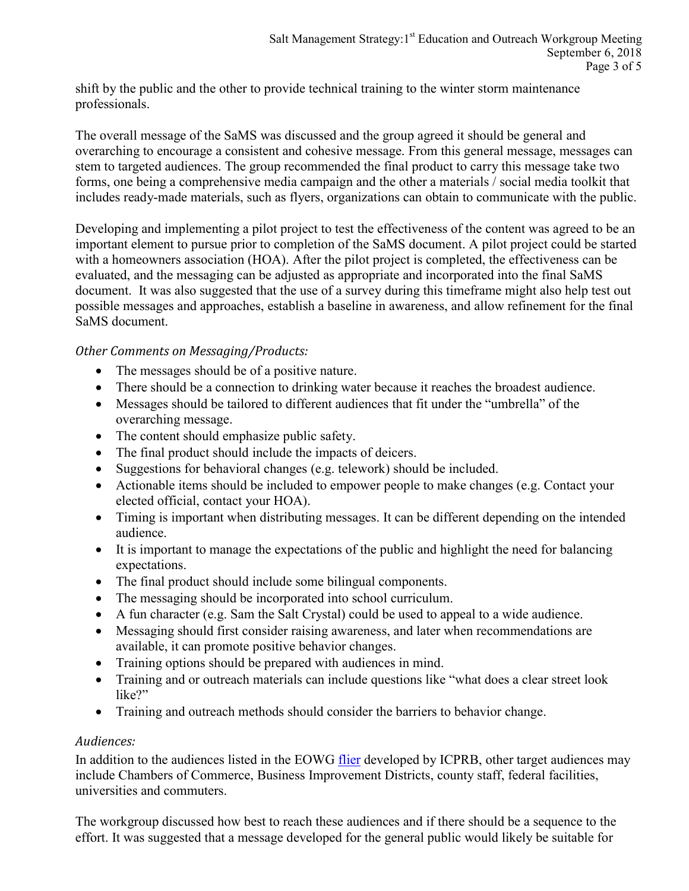shift by the public and the other to provide technical training to the winter storm maintenance professionals.

The overall message of the SaMS was discussed and the group agreed it should be general and overarching to encourage a consistent and cohesive message. From this general message, messages can stem to targeted audiences. The group recommended the final product to carry this message take two forms, one being a comprehensive media campaign and the other a materials / social media toolkit that includes ready-made materials, such as flyers, organizations can obtain to communicate with the public.

Developing and implementing a pilot project to test the effectiveness of the content was agreed to be an important element to pursue prior to completion of the SaMS document. A pilot project could be started with a homeowners association (HOA). After the pilot project is completed, the effectiveness can be evaluated, and the messaging can be adjusted as appropriate and incorporated into the final SaMS document. It was also suggested that the use of a survey during this timeframe might also help test out possible messages and approaches, establish a baseline in awareness, and allow refinement for the final SaMS document.

*Other Comments on Messaging/Products:*

- The messages should be of a positive nature.
- There should be a connection to drinking water because it reaches the broadest audience.
- Messages should be tailored to different audiences that fit under the "umbrella" of the overarching message.
- The content should emphasize public safety.
- The final product should include the impacts of deicers.
- Suggestions for behavioral changes (e.g. telework) should be included.
- Actionable items should be included to empower people to make changes (e.g. Contact your elected official, contact your HOA).
- Timing is important when distributing messages. It can be different depending on the intended audience.
- It is important to manage the expectations of the public and highlight the need for balancing expectations.
- The final product should include some bilingual components.
- The messaging should be incorporated into school curriculum.
- A fun character (e.g. Sam the Salt Crystal) could be used to appeal to a wide audience.
- Messaging should first consider raising awareness, and later when recommendations are available, it can promote positive behavior changes.
- Training options should be prepared with audiences in mind.
- Training and or outreach materials can include questions like "what does a clear street look like?"
- Training and outreach methods should consider the barriers to behavior change.

*Audiences:*

In addition to the audiences listed in the EOWG flier developed by ICPRB, other target audiences may include Chambers of Commerce, Business Improvement Districts, county staff, federal facilities, universities and commuters.

The workgroup discussed how best to reach these audiences and if there should be a sequence to the effort. It was suggested that a message developed for the general public would likely be suitable for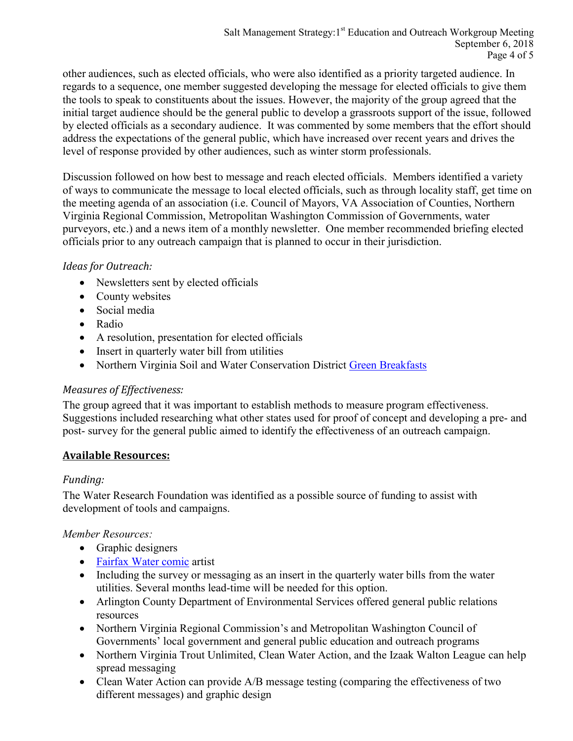other audiences, such as elected officials, who were also identified as a priority targeted audience. In regards to a sequence, one member suggested developing the message for elected officials to give them the tools to speak to constituents about the issues. However, the majority of the group agreed that the initial target audience should be the general public to develop a grassroots support of the issue, followed by elected officials as a secondary audience. It was commented by some members that the effort should address the expectations of the general public, which have increased over recent years and drives the level of response provided by other audiences, such as winter storm professionals.

Discussion followed on how best to message and reach elected officials. Members identified a variety of ways to communicate the message to local elected officials, such as through locality staff, get time on the meeting agenda of an association (i.e. Council of Mayors, VA Association of Counties, Northern Virginia Regional Commission, Metropolitan Washington Commission of Governments, water purveyors, etc.) and a news item of a monthly newsletter. One member recommended briefing elected officials prior to any outreach campaign that is planned to occur in their jurisdiction.

*Ideas for Outreach:*

- Newsletters sent by elected officials
- County websites
- Social media
- Radio
- A resolution, presentation for elected officials
- Insert in quarterly water bill from utilities
- Northern Virginia Soil and Water Conservation District Green Breakfasts

*Measures of Effectiveness:*

The group agreed that it was important to establish methods to measure program effectiveness. Suggestions included researching what other states used for proof of concept and developing a pre- and post- survey for the general public aimed to identify the effectiveness of an outreach campaign.

## **Available Resources:**

*Funding:*

The Water Research Foundation was identified as a possible source of funding to assist with development of tools and campaigns.

*Member Resources:*

- Graphic designers
- Fairfax Water comic artist
- Including the survey or messaging as an insert in the quarterly water bills from the water utilities. Several months lead-time will be needed for this option.
- Arlington County Department of Environmental Services offered general public relations resources
- Northern Virginia Regional Commission's and Metropolitan Washington Council of Governments' local government and general public education and outreach programs
- Northern Virginia Trout Unlimited, Clean Water Action, and the Izaak Walton League can help spread messaging
- Clean Water Action can provide A/B message testing (comparing the effectiveness of two different messages) and graphic design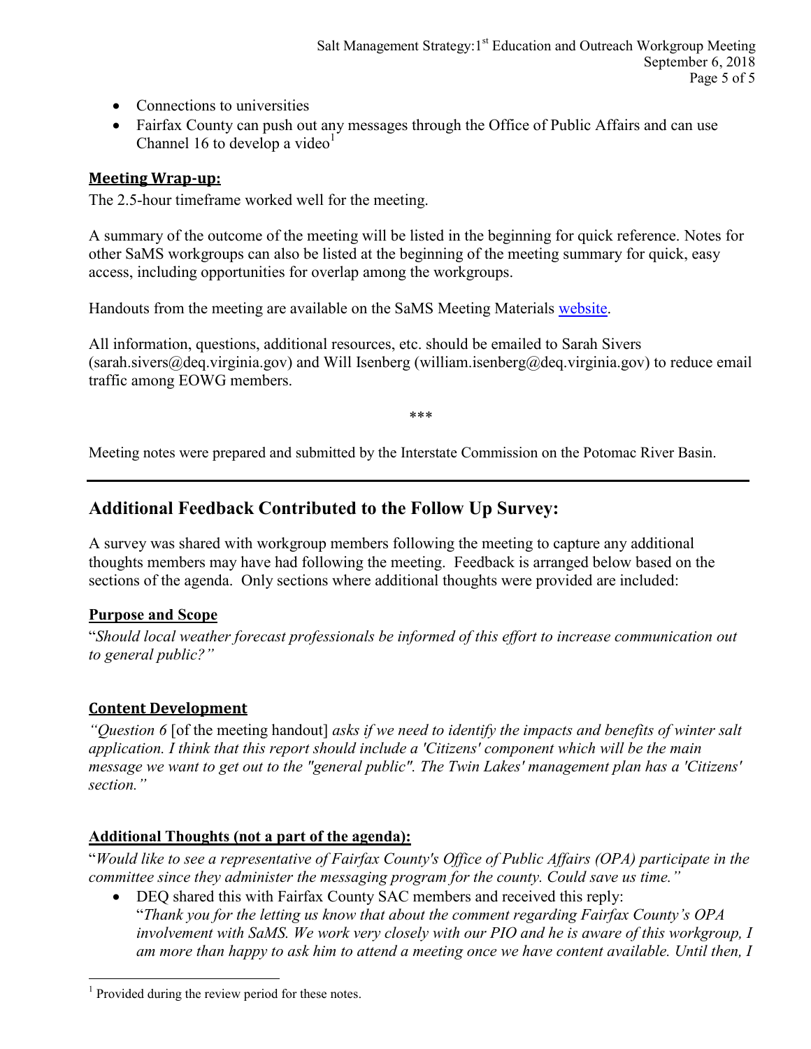- Connections to universities
- Fairfax County can push out any messages through the Office of Public Affairs and can use Channel 16 to develop a video[1]

**Meeting Wrap-up:**

The 2.5-hour timeframe worked well for the meeting.

A summary of the outcome of the meeting will be listed in the beginning for quick reference. Notes for other SaMS workgroups can also be listed at the beginning of the meeting summary for quick, easy access, including opportunities for overlap among the workgroups.

Handouts from the meeting are available on the SaMS Meeting Materials website.

All information, questions, additional resources, etc. should be emailed to Sarah Sivers (sarah.sivers@deq.virginia.gov) and Will Isenberg (william.isenberg@deq.virginia.gov) to reduce email traffic among EOWG members.

\*\*\*

Meeting notes were prepared and submitted by the Interstate Commission on the Potomac River Basin.

---

## Additional Feedback Contributed to the Follow Up Survey:

A survey was shared with workgroup members following the meeting to capture any additional thoughts members may have had following the meeting. Feedback is arranged below based on the sections of the agenda. Only sections where additional thoughts were provided are included:

**Purpose and Scope**

"*Should local weather forecast professionals be informed of this effort to increase communication out to general public?"*

**Content Development**

*"Question 6* [of the meeting handout] *asks if we need to identify the impacts and benefits of winter salt application. I think that this report should include a 'Citizens' component which will be the main message we want to get out to the "general public". The Twin Lakes' management plan has a 'Citizens' section."*

**Additional Thoughts (not a part of the agenda):**

"*Would like to see a representative of Fairfax County's Office of Public Affairs (OPA) participate in the committee since they administer the messaging program for the county. Could save us time."*

- DEQ shared this with Fairfax County SAC members and received this reply: "*Thank you for the letting us know that about the comment regarding Fairfax County's OPA involvement with SaMS. We work very closely with our PIO and he is aware of this workgroup, I am more than happy to ask him to attend a meeting once we have content available. Until then, I*

[1] Provided during the review period for these notes.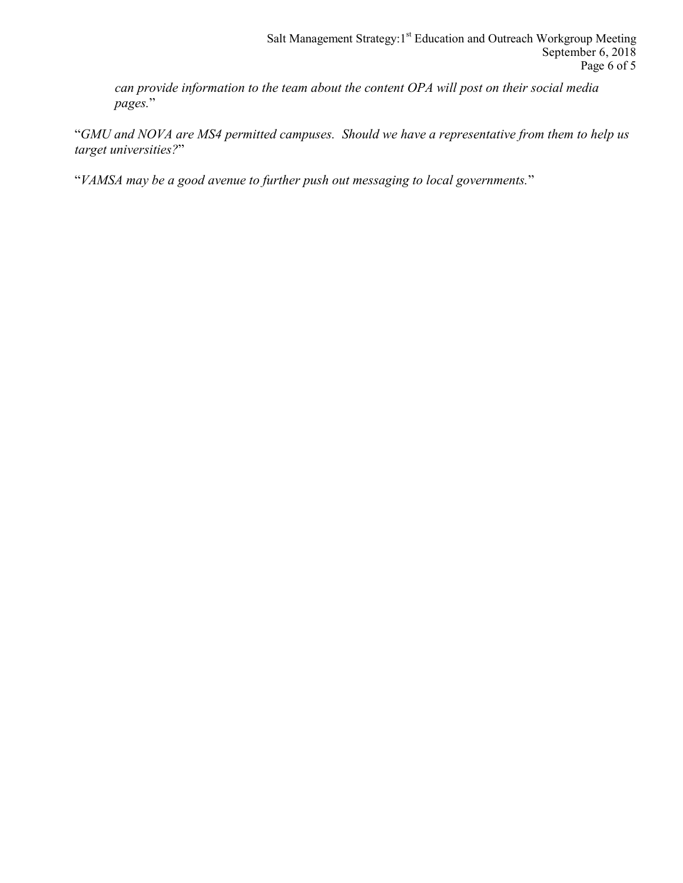*can provide information to the team about the content OPA will post on their social media pages.*"

"*GMU and NOVA are MS4 permitted campuses. Should we have a representative from them to help us target universities?*"

"*VAMSA may be a good avenue to further push out messaging to local governments.*"